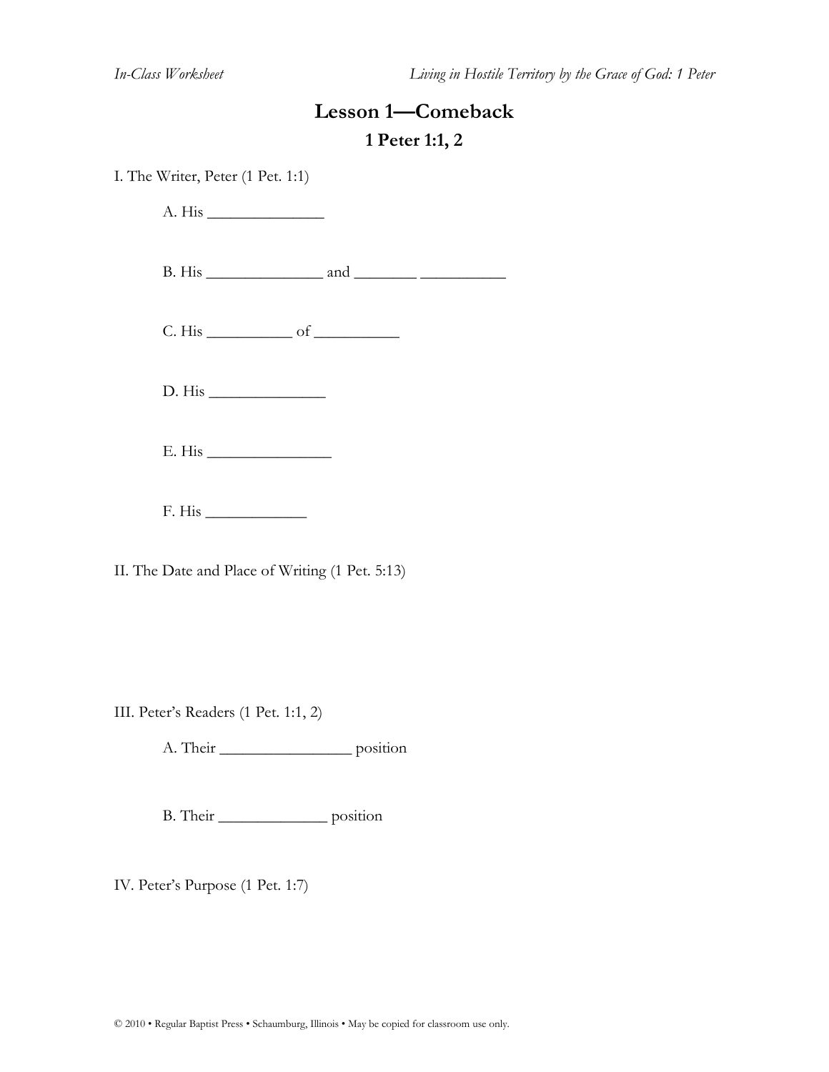# Lesson 1—Comeback

## 1 Peter 1:1, 2

I. The Writer, Peter (1 Pet. 1:1)

A. His ______________

B. His ______________ and ________ __________

C. His __________ of __________

D. His ______________

E. His _______________

F. His ____________

II. The Date and Place of Writing (1 Pet. 5:13)

III. Peter's Readers (1 Pet. 1:1, 2)

A. Their ________________ position

B. Their _____________ position

IV. Peter's Purpose (1 Pet. 1:7)

© 2010 • Regular Baptist Press • Schaumburg, Illinois • May be copied for classroom use only.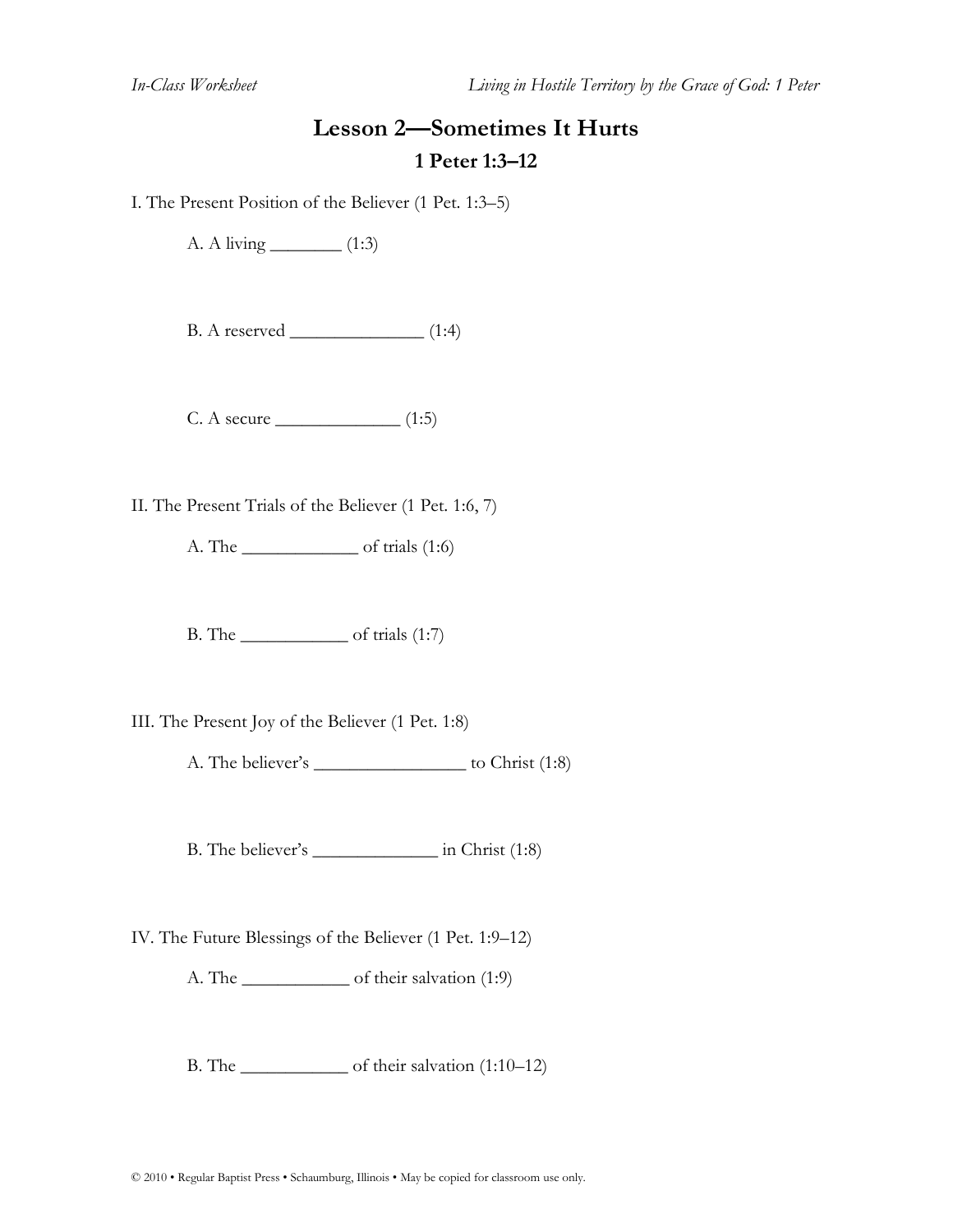# Lesson 2—Sometimes It Hurts

## 1 Peter 1:3–12

I. The Present Position of the Believer (1 Pet. 1:3–5)

A. A living ________ (1:3)

B. A reserved _______________ (1:4)

C. A secure ______________ (1:5)

II. The Present Trials of the Believer (1 Pet. 1:6, 7)

A. The _____________ of trials (1:6)

B. The ____________ of trials (1:7)

III. The Present Joy of the Believer (1 Pet. 1:8)

A. The believer's _________________ to Christ (1:8)

B. The believer's ______________ in Christ (1:8)

IV. The Future Blessings of the Believer (1 Pet. 1:9–12)

A. The ____________ of their salvation (1:9)

B. The ____________ of their salvation (1:10–12)

© 2010 • Regular Baptist Press • Schaumburg, Illinois • May be copied for classroom use only.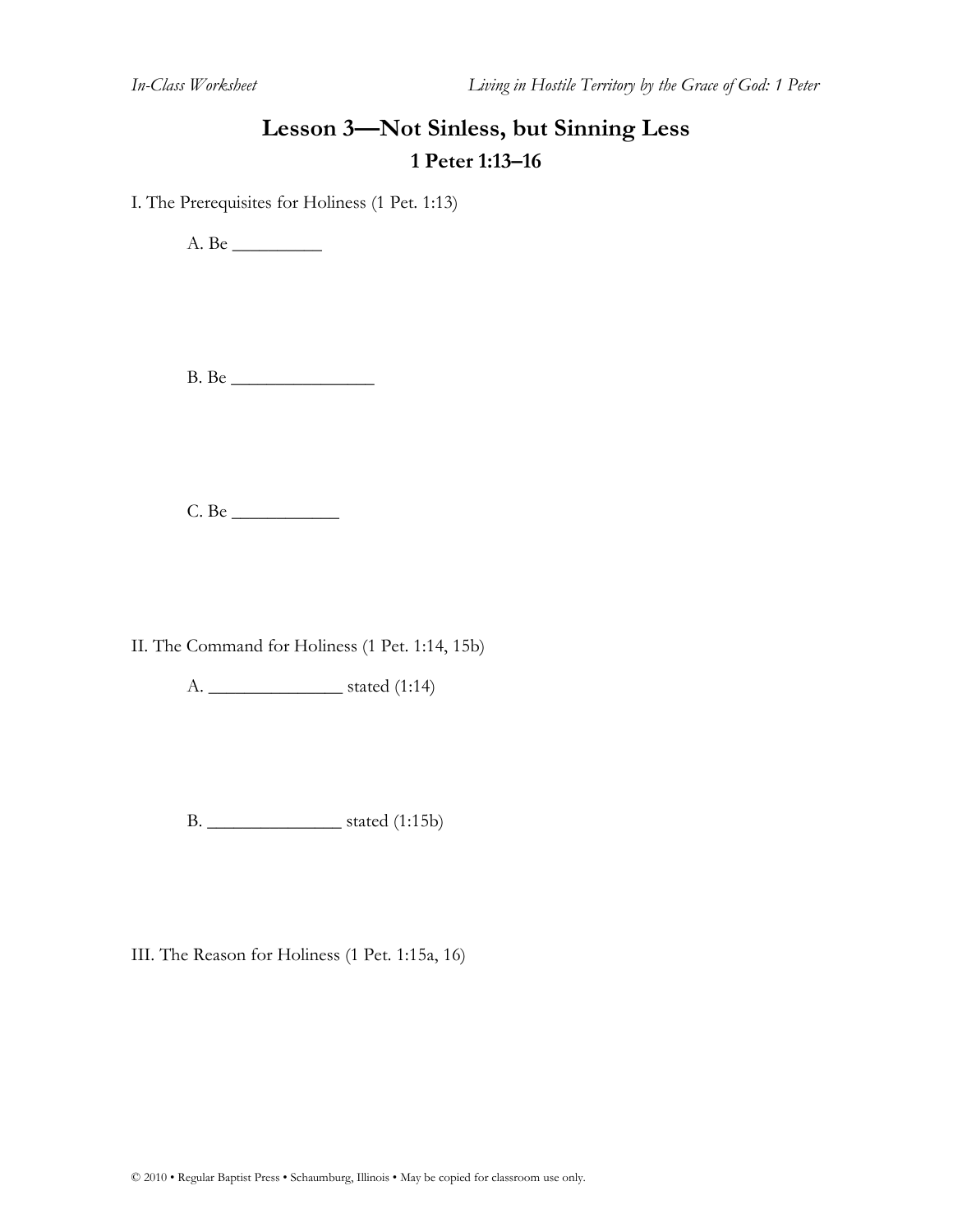# Lesson 3—Not Sinless, but Sinning Less

## 1 Peter 1:13–16

I. The Prerequisites for Holiness (1 Pet. 1:13)

A. Be __________

B. Be ________________

C. Be ____________

II. The Command for Holiness (1 Pet. 1:14, 15b)

A. _______________ stated (1:14)

B. _______________ stated (1:15b)

III. The Reason for Holiness (1 Pet. 1:15a, 16)

© 2010 • Regular Baptist Press • Schaumburg, Illinois • May be copied for classroom use only.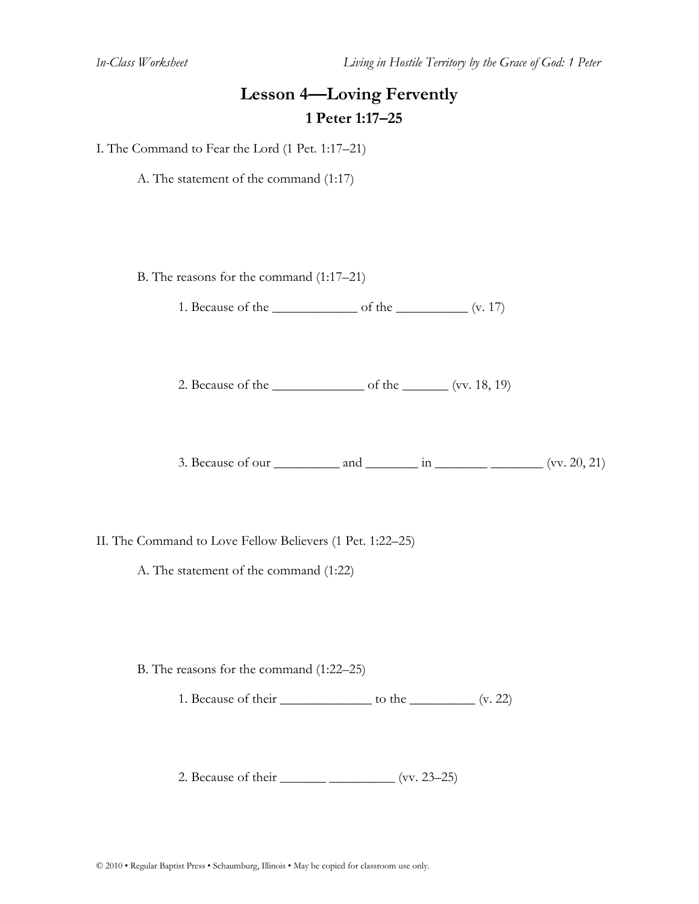# Lesson 4—Loving Fervently

## 1 Peter 1:17–25

I. The Command to Fear the Lord (1 Pet. 1:17–21)

A. The statement of the command (1:17)

B. The reasons for the command (1:17–21)

1. Because of the ____________ of the __________ (v. 17)

2. Because of the _____________ of the _______ (vv. 18, 19)

3. Because of our _________ and ________ in ________ ________ (vv. 20, 21)

II. The Command to Love Fellow Believers (1 Pet. 1:22–25)

A. The statement of the command (1:22)

B. The reasons for the command (1:22–25)

1. Because of their _____________ to the _________ (v. 22)

2. Because of their _______ _________ (vv. 23–25)

© 2010 • Regular Baptist Press • Schaumburg, Illinois • May be copied for classroom use only.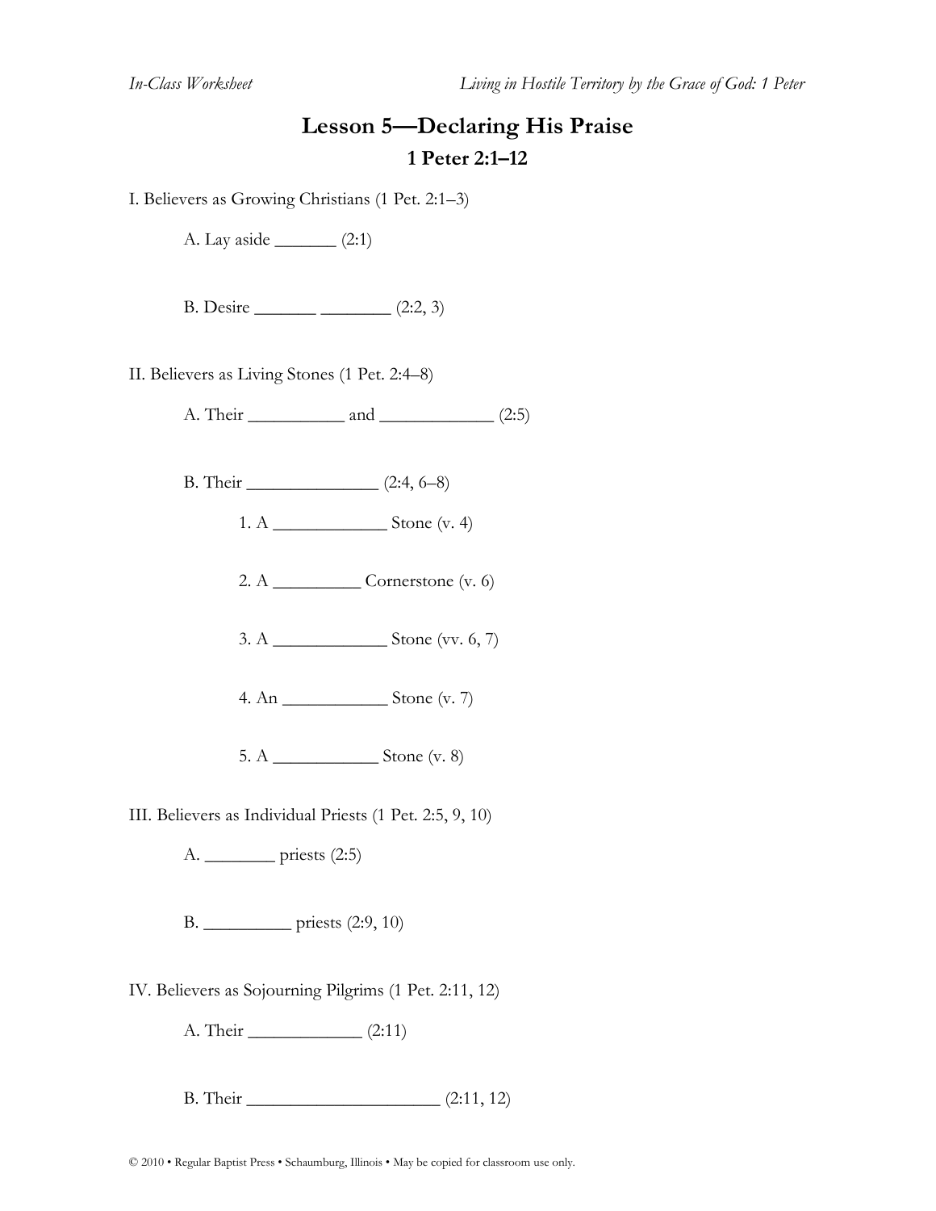# Lesson 5—Declaring His Praise

## 1 Peter 2:1–12

I. Believers as Growing Christians (1 Pet. 2:1–3)

A. Lay aside _______ (2:1)

B. Desire _______ ________ (2:2, 3)

II. Believers as Living Stones (1 Pet. 2:4–8)

A. Their ___________ and _____________ (2:5)

B. Their _______________ (2:4, 6–8)

1. A _____________ Stone (v. 4)

2. A __________ Cornerstone (v. 6)

3. A _____________ Stone (vv. 6, 7)

4. An ____________ Stone (v. 7)

5. A ____________ Stone (v. 8)

III. Believers as Individual Priests (1 Pet. 2:5, 9, 10)

A. ________ priests (2:5)

B. __________ priests (2:9, 10)

IV. Believers as Sojourning Pilgrims (1 Pet. 2:11, 12)

A. Their _____________ (2:11)

B. Their ______________________ (2:11, 12)

© 2010 • Regular Baptist Press • Schaumburg, Illinois • May be copied for classroom use only.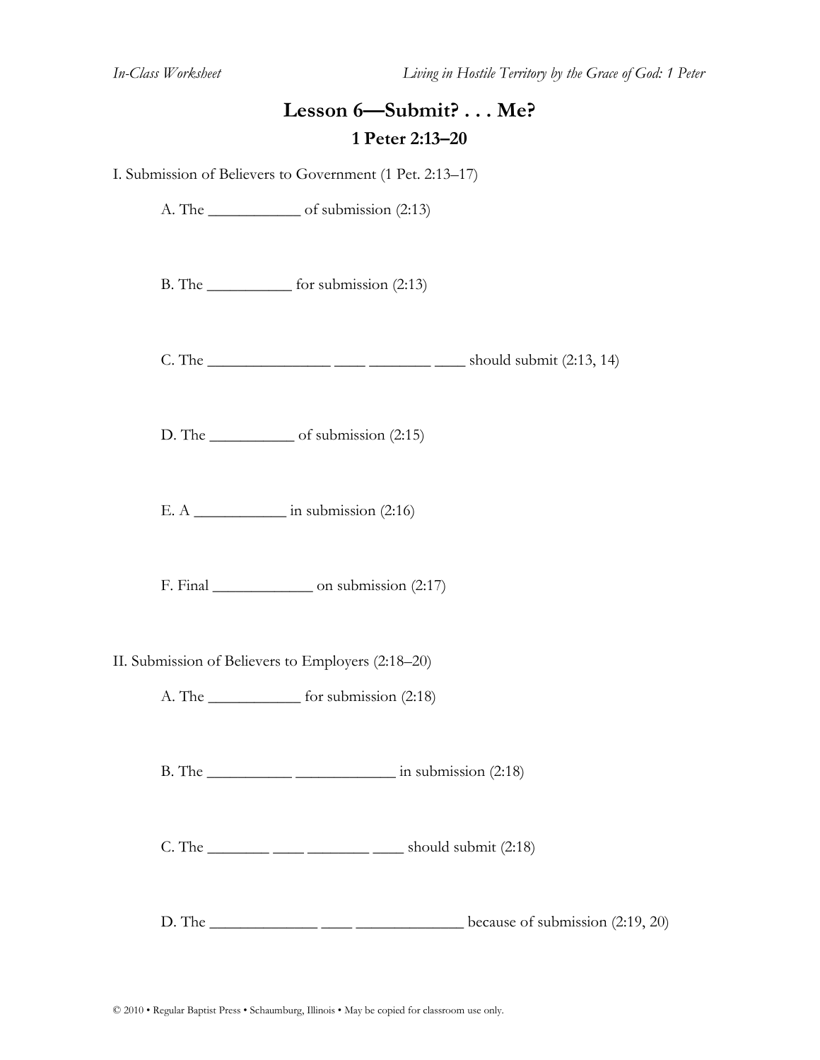# Lesson 6—Submit? . . . Me?

## 1 Peter 2:13–20

I. Submission of Believers to Government (1 Pet. 2:13–17)

A. The ____________ of submission (2:13)

B. The ___________ for submission (2:13)

C. The ________________ ____ _________ ____ should submit (2:13, 14)

D. The ___________ of submission (2:15)

E. A ____________ in submission (2:16)

F. Final _____________ on submission (2:17)

II. Submission of Believers to Employers (2:18–20)

A. The ____________ for submission (2:18)

B. The ___________ _____________ in submission (2:18)

C. The ________ ____ ________ ____ should submit (2:18)

D. The ______________ ____ ______________ because of submission (2:19, 20)

© 2010 • Regular Baptist Press • Schaumburg, Illinois • May be copied for classroom use only.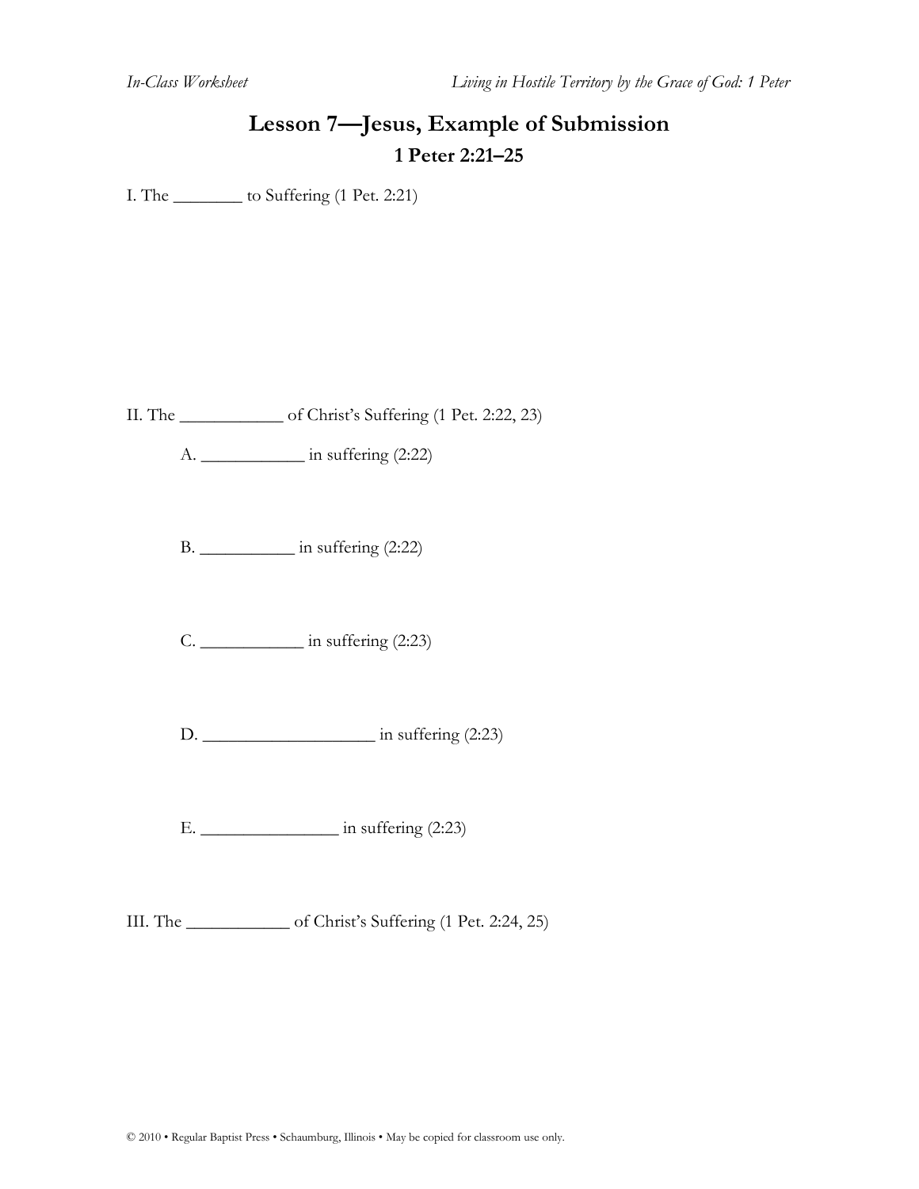# Lesson 7—Jesus, Example of Submission

## 1 Peter 2:21–25

I. The ________ to Suffering (1 Pet. 2:21)

II. The ____________ of Christ's Suffering (1 Pet. 2:22, 23)

A. ____________ in suffering (2:22)

B. ___________ in suffering (2:22)

C. ____________ in suffering (2:23)

D. ____________________ in suffering (2:23)

E. ________________ in suffering (2:23)

III. The ____________ of Christ's Suffering (1 Pet. 2:24, 25)

© 2010 • Regular Baptist Press • Schaumburg, Illinois • May be copied for classroom use only.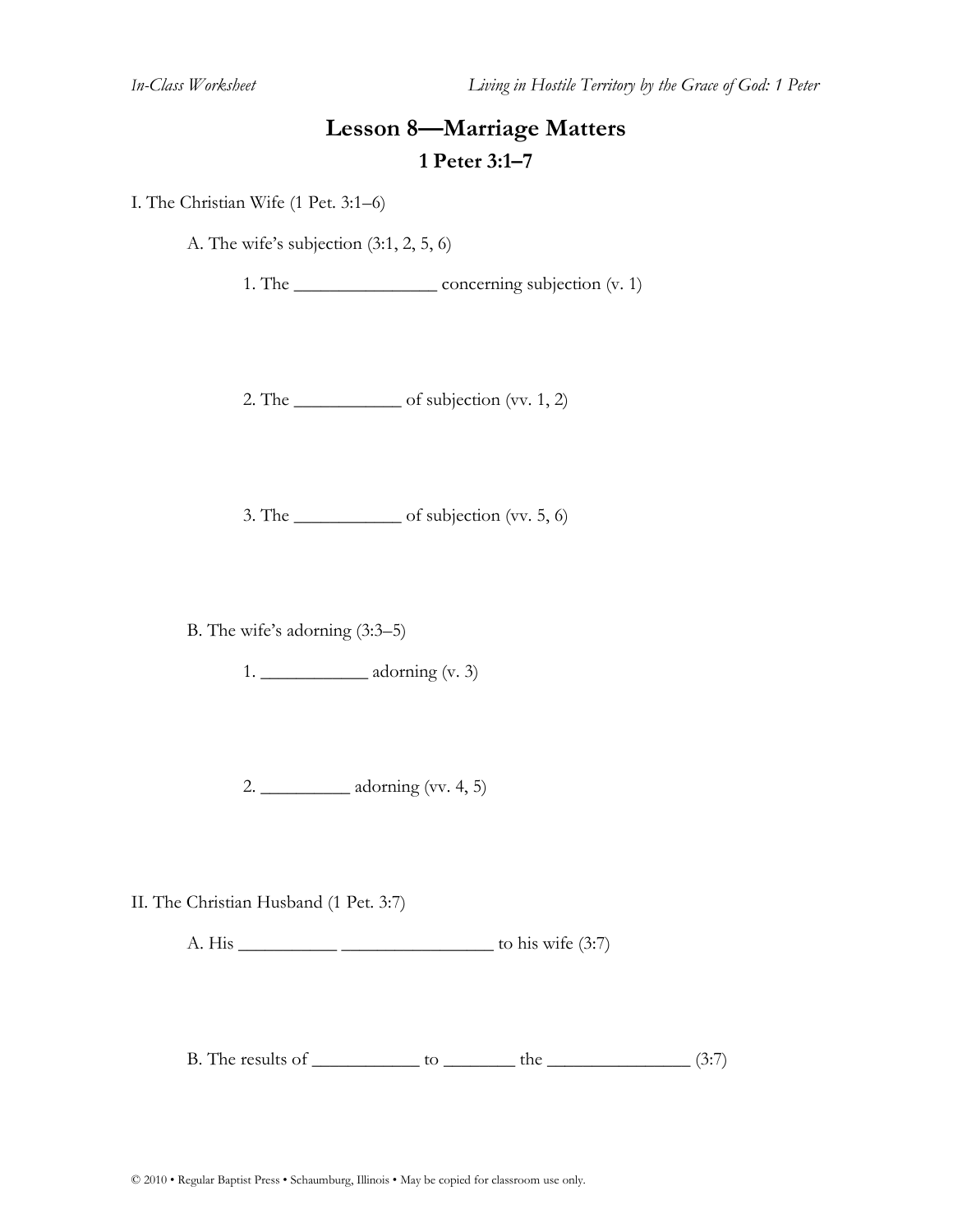# Lesson 8—Marriage Matters

## 1 Peter 3:1–7

I. The Christian Wife (1 Pet. 3:1–6)

A. The wife's subjection (3:1, 2, 5, 6)

1. The ________________ concerning subjection (v. 1)

2. The ____________ of subjection (vv. 1, 2)

3. The ____________ of subjection (vv. 5, 6)

B. The wife's adorning (3:3–5)

1. ____________ adorning (v. 3)

2. __________ adorning (vv. 4, 5)

II. The Christian Husband (1 Pet. 3:7)

A. His ___________ _________________ to his wife (3:7)

B. The results of ____________ to ________ the ________________ (3:7)

© 2010 • Regular Baptist Press • Schaumburg, Illinois • May be copied for classroom use only.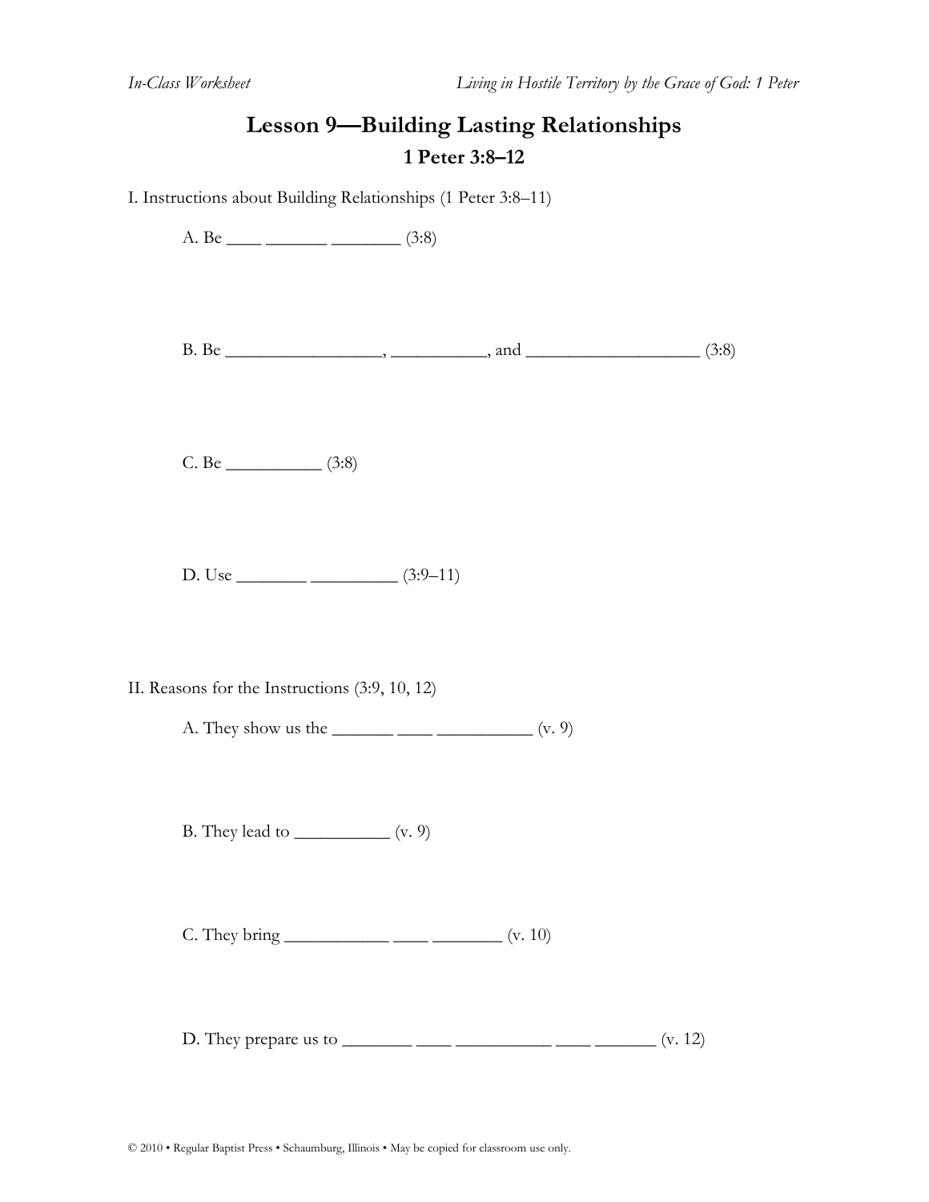# Lesson 9—Building Lasting Relationships

## 1 Peter 3:8–12

I. Instructions about Building Relationships (1 Peter 3:8–11)

A. Be ____ _______ ________ (3:8)

B. Be _________________, __________, and ___________________ (3:8)

C. Be __________ (3:8)

D. Use ________ _________ (3:9–11)

II. Reasons for the Instructions (3:9, 10, 12)

A. They show us the _______ ____ __________ (v. 9)

B. They lead to __________ (v. 9)

C. They bring ___________ ____ ________ (v. 10)

D. They prepare us to ________ ____ __________ ____ _______ (v. 12)

© 2010 • Regular Baptist Press • Schaumburg, Illinois • May be copied for classroom use only.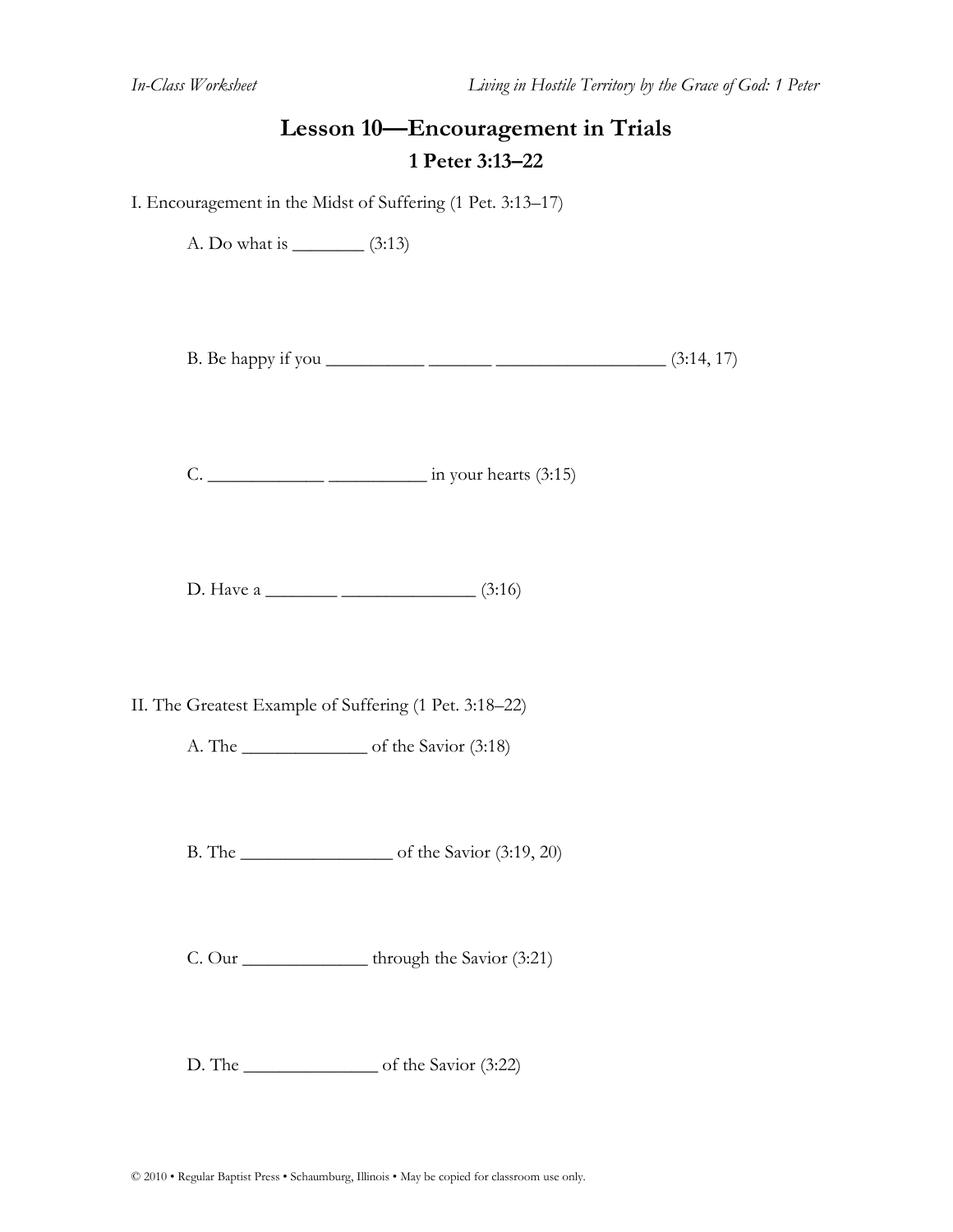# Lesson 10—Encouragement in Trials

## 1 Peter 3:13–22

I. Encouragement in the Midst of Suffering (1 Pet. 3:13–17)

A. Do what is ________ (3:13)

B. Be happy if you __________ _______ __________________ (3:14, 17)

C. ____________ __________ in your hearts (3:15)

D. Have a ________ ______________ (3:16)

II. The Greatest Example of Suffering (1 Pet. 3:18–22)

A. The _____________ of the Savior (3:18)

B. The ________________ of the Savior (3:19, 20)

C. Our _____________ through the Savior (3:21)

D. The ______________ of the Savior (3:22)

© 2010 • Regular Baptist Press • Schaumburg, Illinois • May be copied for classroom use only.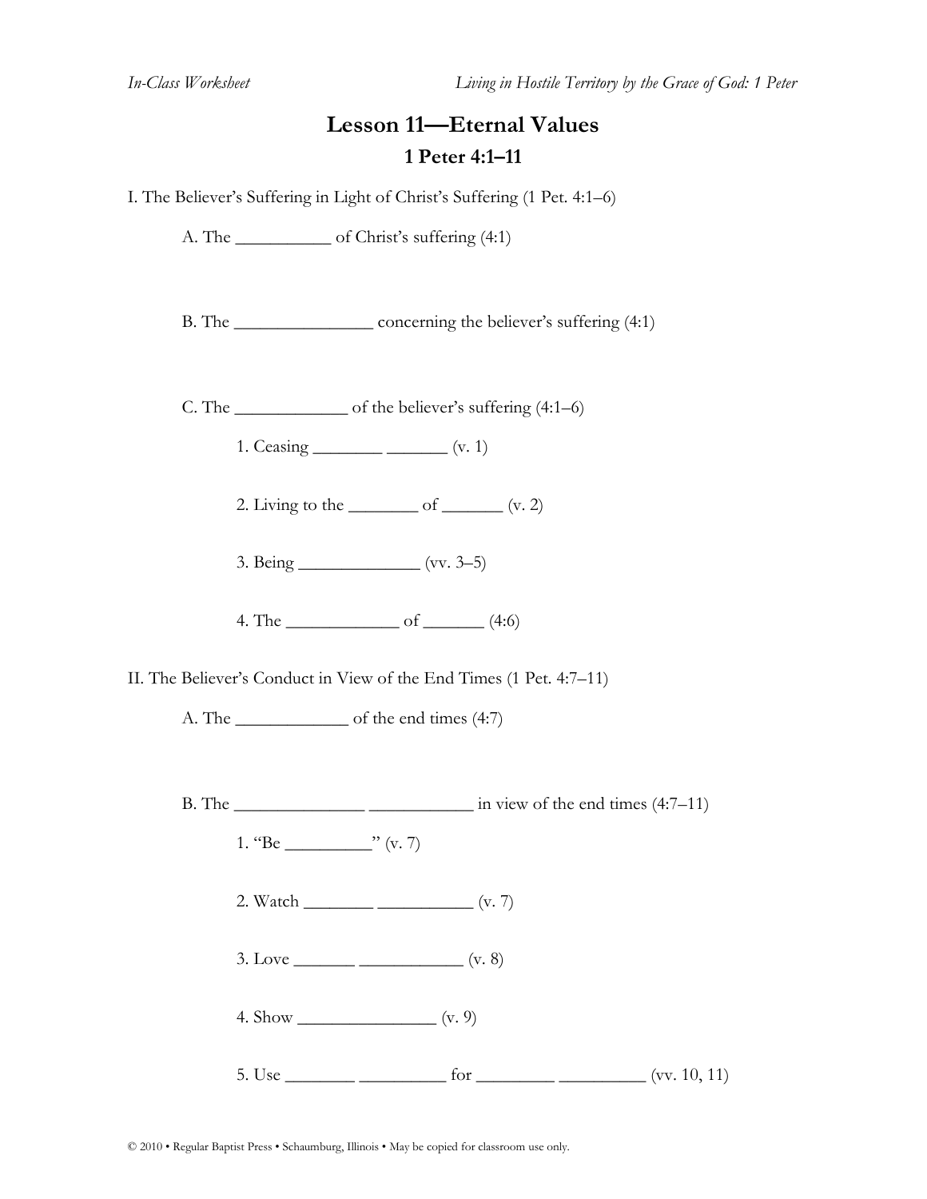# Lesson 11—Eternal Values

## 1 Peter 4:1–11

I. The Believer's Suffering in Light of Christ's Suffering (1 Pet. 4:1–6)

A. The ___________ of Christ's suffering (4:1)

B. The ________________ concerning the believer's suffering (4:1)

C. The _____________ of the believer's suffering (4:1–6)

1. Ceasing ________ _______ (v. 1)

2. Living to the ________ of _______ (v. 2)

3. Being ______________ (vv. 3–5)

4. The _____________ of _______ (4:6)

II. The Believer's Conduct in View of the End Times (1 Pet. 4:7–11)

A. The _____________ of the end times (4:7)

B. The _______________ ____________ in view of the end times (4:7–11)

1. "Be __________" (v. 7)

2. Watch ________ ___________ (v. 7)

3. Love _______ ____________ (v. 8)

4. Show ________________ (v. 9)

5. Use ________ __________ for _________ __________ (vv. 10, 11)

© 2010 • Regular Baptist Press • Schaumburg, Illinois • May be copied for classroom use only.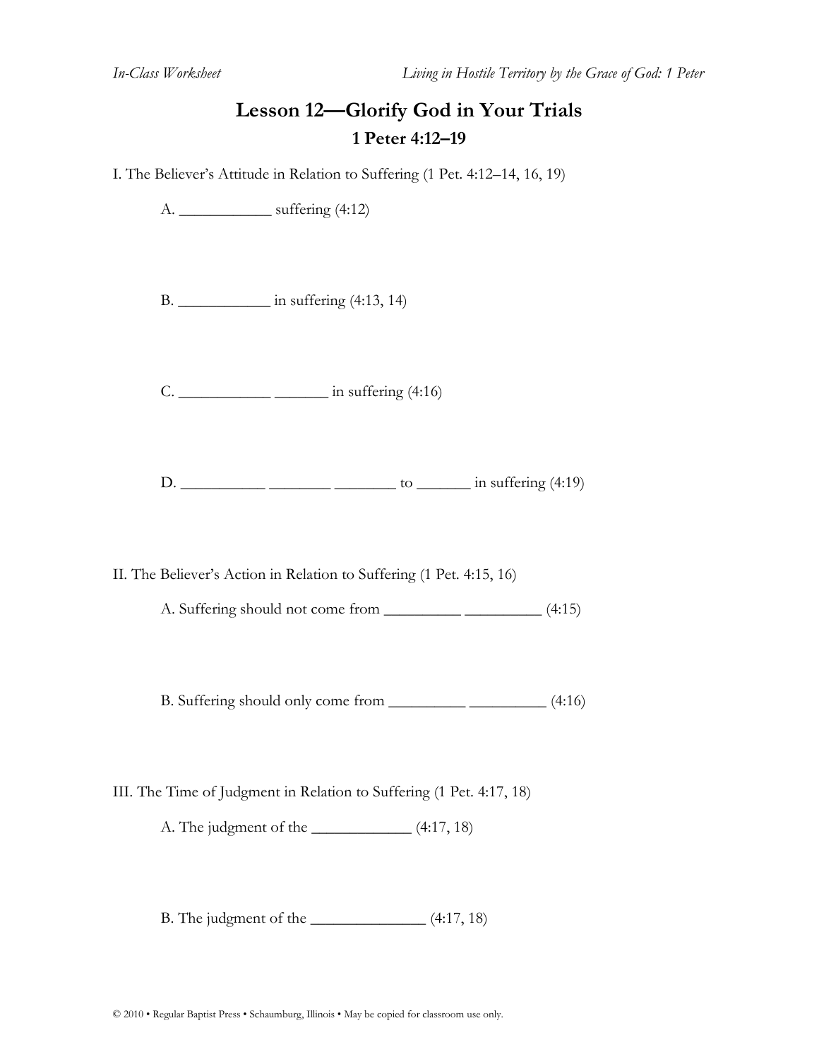# Lesson 12—Glorify God in Your Trials

## 1 Peter 4:12–19

I. The Believer's Attitude in Relation to Suffering (1 Pet. 4:12–14, 16, 19)

A. ___________ suffering (4:12)

B. ___________ in suffering (4:13, 14)

C. ___________ _______ in suffering (4:16)

D. __________ ________ ________ to _______ in suffering (4:19)

II. The Believer's Action in Relation to Suffering (1 Pet. 4:15, 16)

A. Suffering should not come from _________ _________ (4:15)

B. Suffering should only come from _________ _________ (4:16)

III. The Time of Judgment in Relation to Suffering (1 Pet. 4:17, 18)

A. The judgment of the ____________ (4:17, 18)

B. The judgment of the ______________ (4:17, 18)

© 2010 • Regular Baptist Press • Schaumburg, Illinois • May be copied for classroom use only.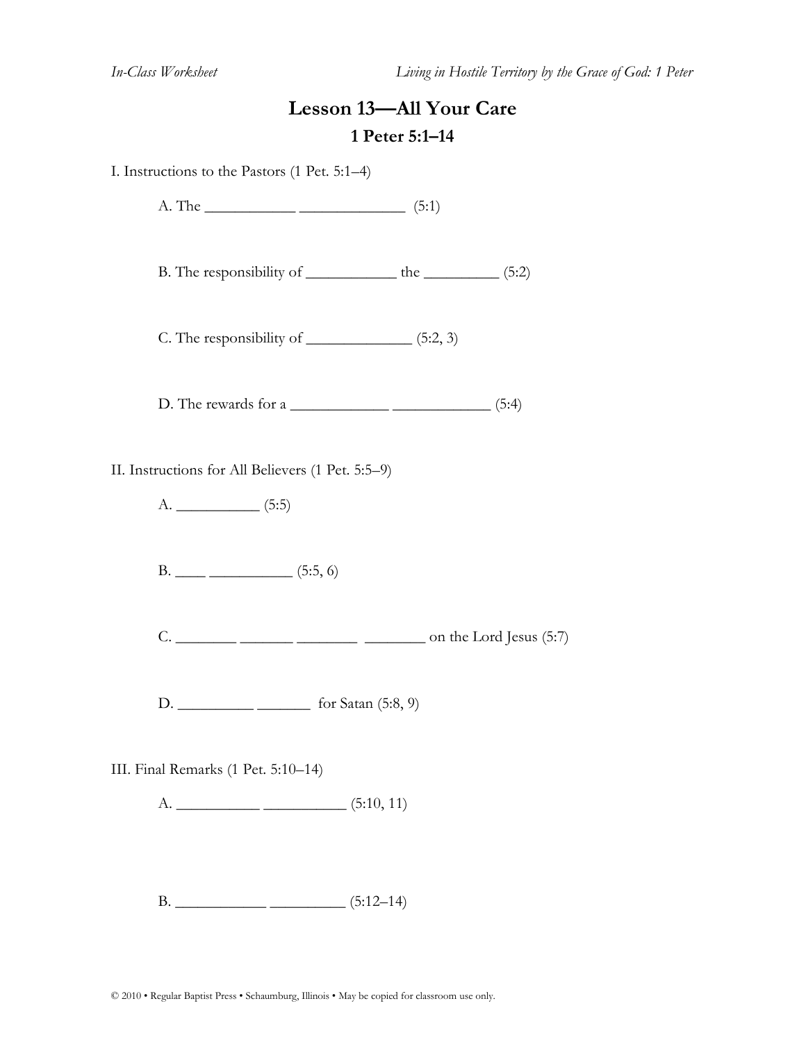# Lesson 13—All Your Care

## 1 Peter 5:1–14

I. Instructions to the Pastors (1 Pet. 5:1–4)

A. The ___________ _____________ (5:1)

B. The responsibility of ___________ the _________ (5:2)

C. The responsibility of _____________ (5:2, 3)

D. The rewards for a ____________ ____________ (5:4)

II. Instructions for All Believers (1 Pet. 5:5–9)

A. __________ (5:5)

B. ____ __________ (5:5, 6)

C. ________ _______ ________ ________ on the Lord Jesus (5:7)

D. _________ _______ for Satan (5:8, 9)

III. Final Remarks (1 Pet. 5:10–14)

A. __________ __________ (5:10, 11)

B. ___________ _________ (5:12–14)

© 2010 • Regular Baptist Press • Schaumburg, Illinois • May be copied for classroom use only.